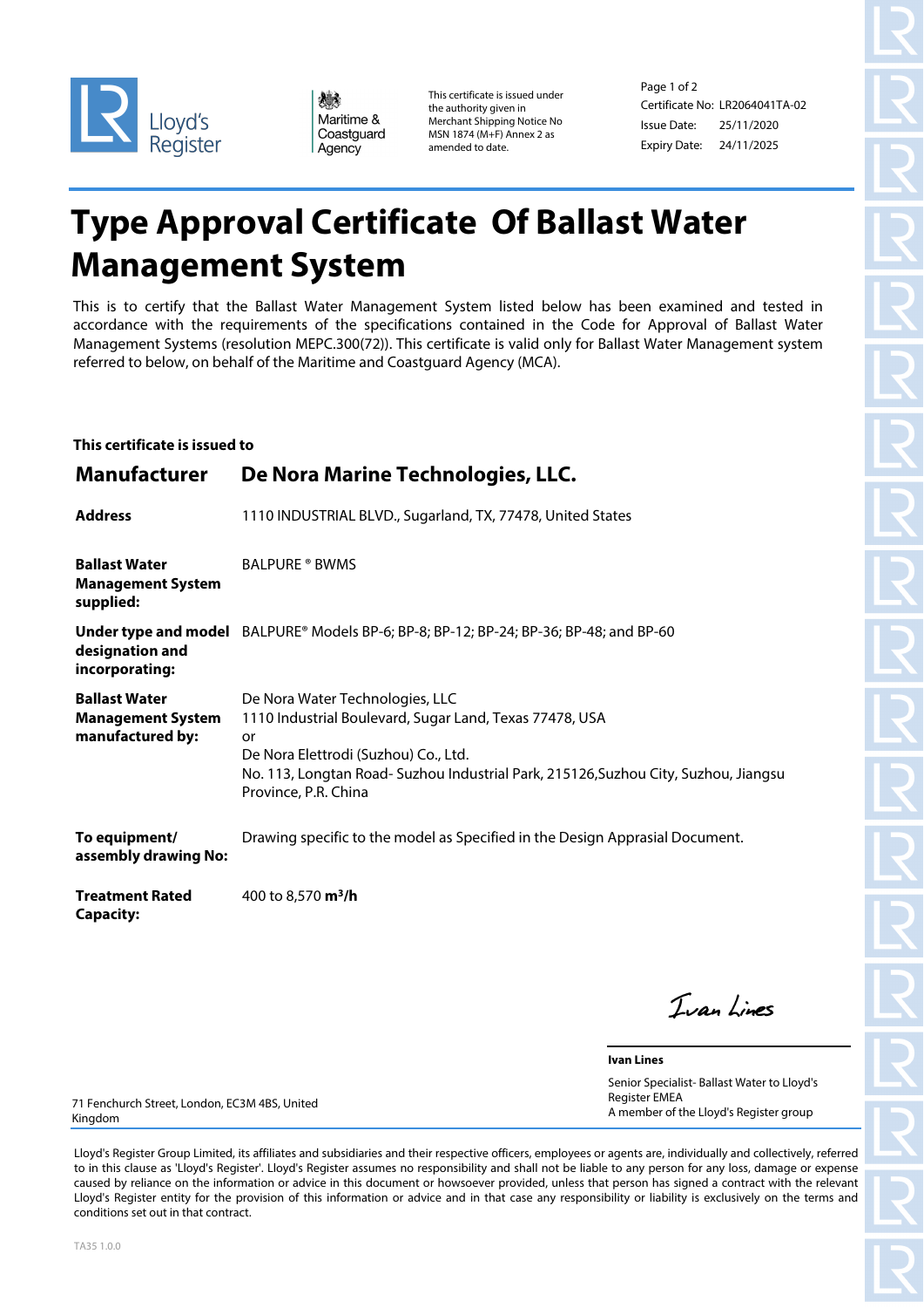Lloyd's Register

Maritime & Coastguard Agency

This certificate is issued under the authority given in Merchant Shipping Notice No MSN 1874 (M+F) Annex 2 as amended to date.

Certificate No: LR2064041TA-02
Issue Date: 25/11/2020
Expiry Date: 24/11/2025

# Type Approval Certificate Of Ballast Water Management System

This is to certify that the Ballast Water Management System listed below has been examined and tested in accordance with the requirements of the specifications contained in the Code for Approval of Ballast Water Management Systems (resolution MEPC.300(72)). This certificate is valid only for Ballast Water Management system referred to below, on behalf of the Maritime and Coastguard Agency (MCA).

**This certificate is issued to**

| | |
|---|---|
| **Manufacturer** | **De Nora Marine Technologies, LLC.** |
| **Address** | 1110 INDUSTRIAL BLVD., Sugarland, TX, 77478, United States |
| **Ballast Water Management System supplied:** | BALPURE ® BWMS |
| **Under type and model designation and incorporating:** | BALPURE® Models BP-6; BP-8; BP-12; BP-24; BP-36; BP-48; and BP-60 |
| **Ballast Water Management System manufactured by:** | De Nora Water Technologies, LLC<br>1110 Industrial Boulevard, Sugar Land, Texas 77478, USA<br>or<br>De Nora Elettrodi (Suzhou) Co., Ltd.<br>No. 113, Longtan Road- Suzhou Industrial Park, 215126,Suzhou City, Suzhou, Jiangsu Province, P.R. China |
| **To equipment/ assembly drawing No:** | Drawing specific to the model as Specified in the Design Apprasial Document. |
| **Treatment Rated Capacity:** | 400 to 8,570 **$m^3$/h** |

Ivan Lines

**Ivan Lines**
Senior Specialist- Ballast Water to Lloyd's Register EMEA
A member of the Lloyd's Register group

71 Fenchurch Street, London, EC3M 4BS, United Kingdom

Lloyd's Register Group Limited, its affiliates and subsidiaries and their respective officers, employees or agents are, individually and collectively, referred to in this clause as 'Lloyd's Register'. Lloyd's Register assumes no responsibility and shall not be liable to any person for any loss, damage or expense caused by reliance on the information or advice in this document or howsoever provided, unless that person has signed a contract with the relevant Lloyd's Register entity for the provision of this information or advice and in that case any responsibility or liability is exclusively on the terms and conditions set out in that contract.

TA35 1.0.0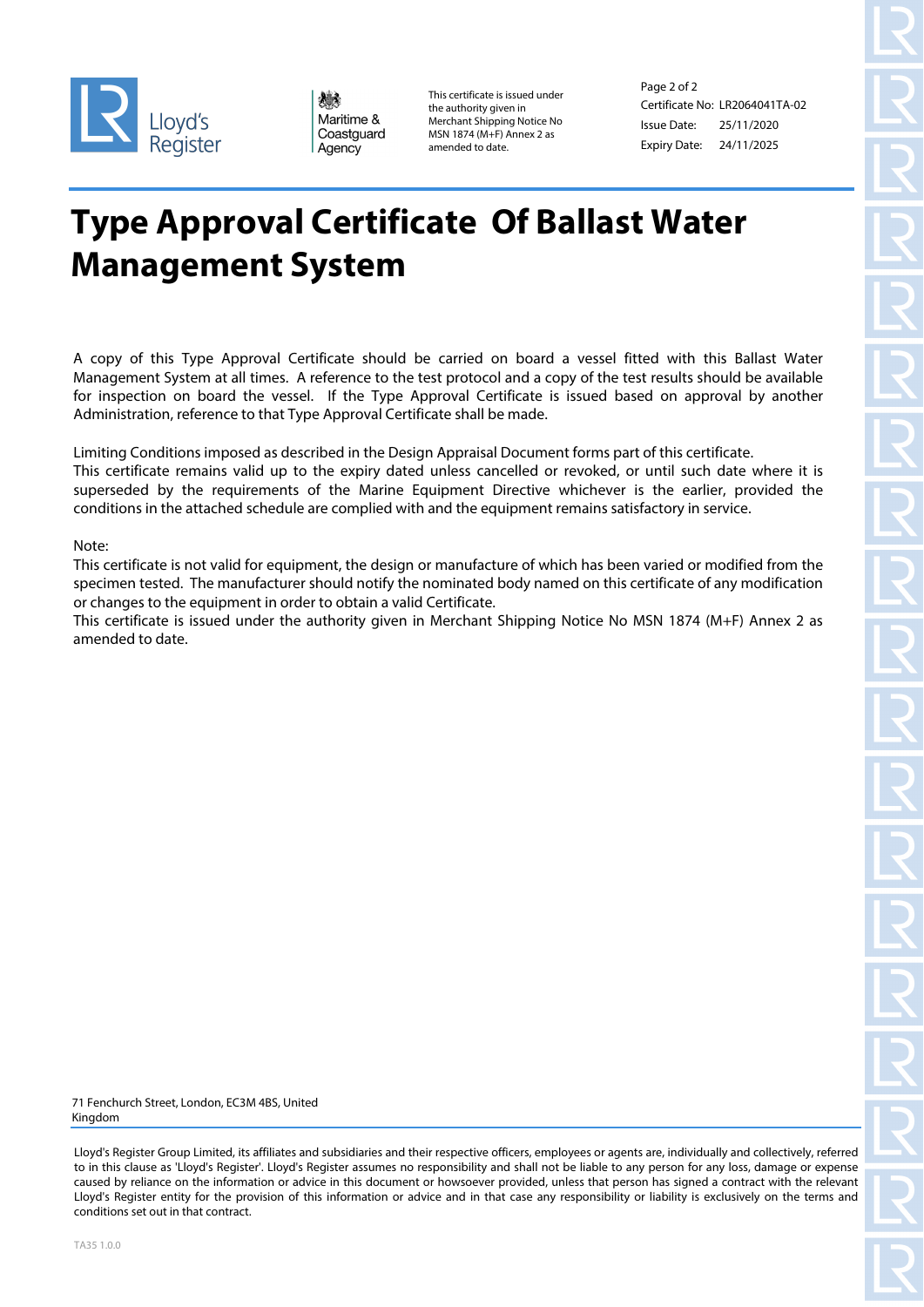Lloyd's Register

Maritime & Coastguard Agency

This certificate is issued under the authority given in Merchant Shipping Notice No MSN 1874 (M+F) Annex 2 as amended to date.

Certificate No: LR2064041TA-02
Issue Date: 25/11/2020
Expiry Date: 24/11/2025

# Type Approval Certificate Of Ballast Water Management System

A copy of this Type Approval Certificate should be carried on board a vessel fitted with this Ballast Water Management System at all times. A reference to the test protocol and a copy of the test results should be available for inspection on board the vessel. If the Type Approval Certificate is issued based on approval by another Administration, reference to that Type Approval Certificate shall be made.

Limiting Conditions imposed as described in the Design Appraisal Document forms part of this certificate.
This certificate remains valid up to the expiry dated unless cancelled or revoked, or until such date where it is superseded by the requirements of the Marine Equipment Directive whichever is the earlier, provided the conditions in the attached schedule are complied with and the equipment remains satisfactory in service.

Note:
This certificate is not valid for equipment, the design or manufacture of which has been varied or modified from the specimen tested. The manufacturer should notify the nominated body named on this certificate of any modification or changes to the equipment in order to obtain a valid Certificate.
This certificate is issued under the authority given in Merchant Shipping Notice No MSN 1874 (M+F) Annex 2 as amended to date.

71 Fenchurch Street, London, EC3M 4BS, United Kingdom

Lloyd's Register Group Limited, its affiliates and subsidiaries and their respective officers, employees or agents are, individually and collectively, referred to in this clause as 'Lloyd's Register'. Lloyd's Register assumes no responsibility and shall not be liable to any person for any loss, damage or expense caused by reliance on the information or advice in this document or howsoever provided, unless that person has signed a contract with the relevant Lloyd's Register entity for the provision of this information or advice and in that case any responsibility or liability is exclusively on the terms and conditions set out in that contract.

TA35 1.0.0